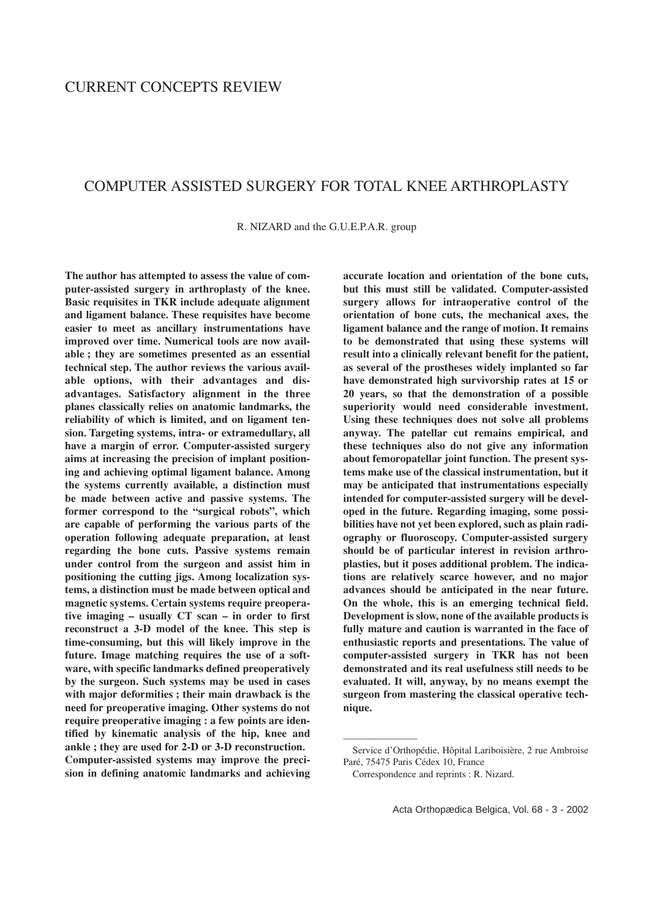CURRENT CONCEPTS REVIEW

# COMPUTER ASSISTED SURGERY FOR TOTAL KNEE ARTHROPLASTY

R. NIZARD and the G.U.E.P.A.R. group

**The author has attempted to assess the value of computer-assisted surgery in arthroplasty of the knee. Basic requisites in TKR include adequate alignment and ligament balance. These requisites have become easier to meet as ancillary instrumentations have improved over time. Numerical tools are now available ; they are sometimes presented as an essential technical step. The author reviews the various available options, with their advantages and disadvantages. Satisfactory alignment in the three planes classically relies on anatomic landmarks, the reliability of which is limited, and on ligament tension. Targeting systems, intra- or extramedullary, all have a margin of error. Computer-assisted surgery aims at increasing the precision of implant positioning and achieving optimal ligament balance. Among the systems currently available, a distinction must be made between active and passive systems. The former correspond to the "surgical robots", which are capable of performing the various parts of the operation following adequate preparation, at least regarding the bone cuts. Passive systems remain under control from the surgeon and assist him in positioning the cutting jigs. Among localization systems, a distinction must be made between optical and magnetic systems. Certain systems require preoperative imaging – usually CT scan – in order to first reconstruct a 3-D model of the knee. This step is time-consuming, but this will likely improve in the future. Image matching requires the use of a software, with specific landmarks defined preoperatively by the surgeon. Such systems may be used in cases with major deformities ; their main drawback is the need for preoperative imaging. Other systems do not require preoperative imaging : a few points are identified by kinematic analysis of the hip, knee and ankle ; they are used for 2-D or 3-D reconstruction. Computer-assisted systems may improve the precision in defining anatomic landmarks and achieving accurate location and orientation of the bone cuts, but this must still be validated. Computer-assisted surgery allows for intraoperative control of the orientation of bone cuts, the mechanical axes, the ligament balance and the range of motion. It remains to be demonstrated that using these systems will result into a clinically relevant benefit for the patient, as several of the prostheses widely implanted so far have demonstrated high survivorship rates at 15 or 20 years, so that the demonstration of a possible superiority would need considerable investment. Using these techniques does not solve all problems anyway. The patellar cut remains empirical, and these techniques also do not give any information about femoropatellar joint function. The present systems make use of the classical instrumentation, but it may be anticipated that instrumentations especially intended for computer-assisted surgery will be developed in the future. Regarding imaging, some possibilities have not yet been explored, such as plain radiography or fluoroscopy. Computer-assisted surgery should be of particular interest in revision arthroplasties, but it poses additional problem. The indications are relatively scarce however, and no major advances should be anticipated in the near future. On the whole, this is an emerging technical field. Development is slow, none of the available products is fully mature and caution is warranted in the face of enthusiastic reports and presentations. The value of computer-assisted surgery in TKR has not been demonstrated and its real usefulness still needs to be evaluated. It will, anyway, by no means exempt the surgeon from mastering the classical operative technique.**

---

Service d'Orthopédie, Hôpital Lariboisière, 2 rue Ambroise Paré, 75475 Paris Cédex 10, France

Correspondence and reprints : R. Nizard.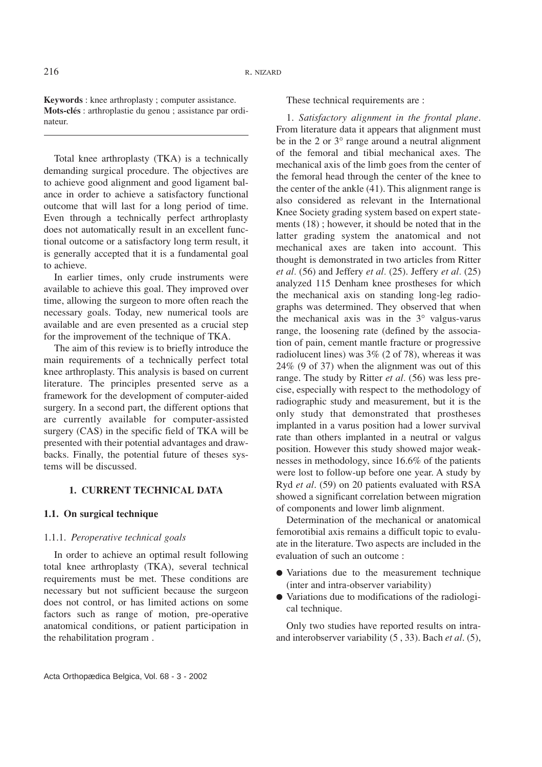**Keywords** : knee arthroplasty ; computer assistance.
**Mots-clés** : arthroplastie du genou ; assistance par ordinateur.

Total knee arthroplasty (TKA) is a technically demanding surgical procedure. The objectives are to achieve good alignment and good ligament balance in order to achieve a satisfactory functional outcome that will last for a long period of time. Even through a technically perfect arthroplasty does not automatically result in an excellent functional outcome or a satisfactory long term result, it is generally accepted that it is a fundamental goal to achieve.

In earlier times, only crude instruments were available to achieve this goal. They improved over time, allowing the surgeon to more often reach the necessary goals. Today, new numerical tools are available and are even presented as a crucial step for the improvement of the technique of TKA.

The aim of this review is to briefly introduce the main requirements of a technically perfect total knee arthroplasty. This analysis is based on current literature. The principles presented serve as a framework for the development of computer-aided surgery. In a second part, the different options that are currently available for computer-assisted surgery (CAS) in the specific field of TKA will be presented with their potential advantages and drawbacks. Finally, the potential future of theses systems will be discussed.

## 1. CURRENT TECHNICAL DATA

### 1.1. On surgical technique

#### 1.1.1. *Peroperative technical goals*

In order to achieve an optimal result following total knee arthroplasty (TKA), several technical requirements must be met. These conditions are necessary but not sufficient because the surgeon does not control, or has limited actions on some factors such as range of motion, pre-operative anatomical conditions, or patient participation in the rehabilitation program .

These technical requirements are :

1. *Satisfactory alignment in the frontal plane*. From literature data it appears that alignment must be in the 2 or 3° range around a neutral alignment of the femoral and tibial mechanical axes. The mechanical axis of the limb goes from the center of the femoral head through the center of the knee to the center of the ankle (41). This alignment range is also considered as relevant in the International Knee Society grading system based on expert statements (18) ; however, it should be noted that in the latter grading system the anatomical and not mechanical axes are taken into account. This thought is demonstrated in two articles from Ritter *et al.* (56) and Jeffery *et al.* (25). Jeffery *et al.* (25) analyzed 115 Denham knee prostheses for which the mechanical axis on standing long-leg radiographs was determined. They observed that when the mechanical axis was in the 3° valgus-varus range, the loosening rate (defined by the association of pain, cement mantle fracture or progressive radiolucent lines) was 3% (2 of 78), whereas it was 24% (9 of 37) when the alignment was out of this range. The study by Ritter *et al.* (56) was less precise, especially with respect to the methodology of radiographic study and measurement, but it is the only study that demonstrated that prostheses implanted in a varus position had a lower survival rate than others implanted in a neutral or valgus position. However this study showed major weaknesses in methodology, since 16.6% of the patients were lost to follow-up before one year. A study by Ryd *et al.* (59) on 20 patients evaluated with RSA showed a significant correlation between migration of components and lower limb alignment.

Determination of the mechanical or anatomical femorotibial axis remains a difficult topic to evaluate in the literature. Two aspects are included in the evaluation of such an outcome :

- Variations due to the measurement technique (inter and intra-observer variability)
- Variations due to modifications of the radiological technique.

Only two studies have reported results on intra- and interobserver variability (5 , 33). Bach *et al.* (5),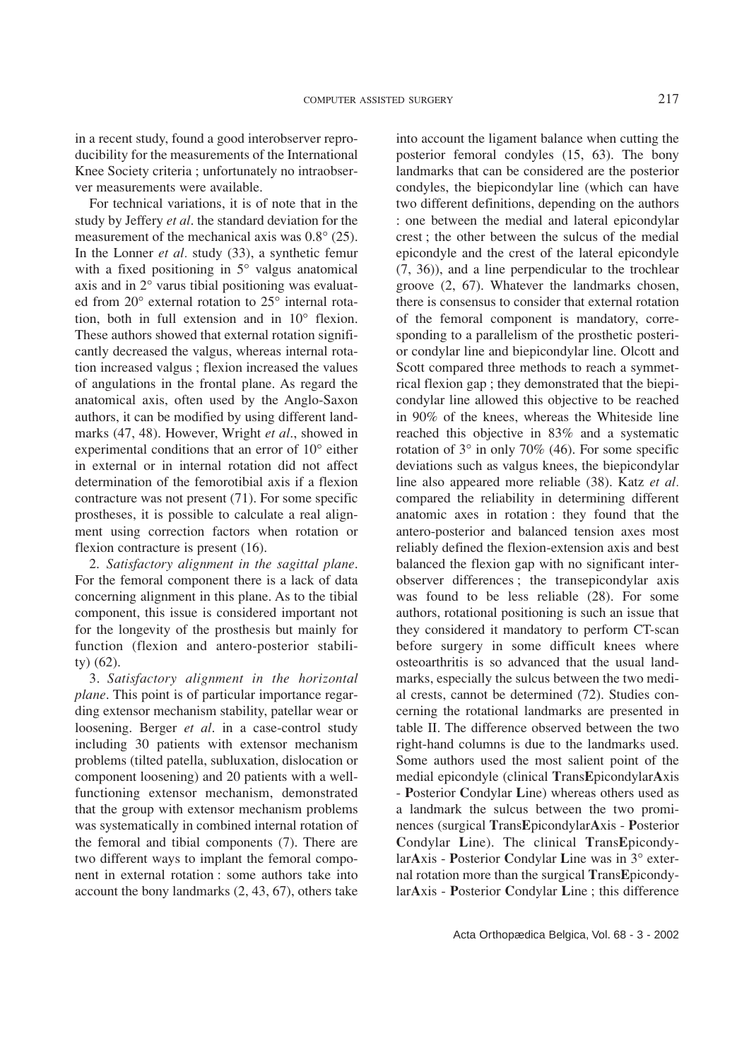in a recent study, found a good interobserver reproducibility for the measurements of the International Knee Society criteria ; unfortunately no intraobserver measurements were available.

For technical variations, it is of note that in the study by Jeffery *et al*. the standard deviation for the measurement of the mechanical axis was 0.8° (25). In the Lonner *et al.* study (33), a synthetic femur with a fixed positioning in 5° valgus anatomical axis and in 2° varus tibial positioning was evaluated from 20° external rotation to 25° internal rotation, both in full extension and in 10° flexion. These authors showed that external rotation significantly decreased the valgus, whereas internal rotation increased valgus ; flexion increased the values of angulations in the frontal plane. As regard the anatomical axis, often used by the Anglo-Saxon authors, it can be modified by using different landmarks (47, 48). However, Wright *et al*., showed in experimental conditions that an error of 10° either in external or in internal rotation did not affect determination of the femorotibial axis if a flexion contracture was not present (71). For some specific prostheses, it is possible to calculate a real alignment using correction factors when rotation or flexion contracture is present (16).

2. *Satisfactory alignment in the sagittal plane*. For the femoral component there is a lack of data concerning alignment in this plane. As to the tibial component, this issue is considered important not for the longevity of the prosthesis but mainly for function (flexion and antero-posterior stability) (62).

3. *Satisfactory alignment in the horizontal plane*. This point is of particular importance regarding extensor mechanism stability, patellar wear or loosening. Berger *et al*. in a case-control study including 30 patients with extensor mechanism problems (tilted patella, subluxation, dislocation or component loosening) and 20 patients with a well-functioning extensor mechanism, demonstrated that the group with extensor mechanism problems was systematically in combined internal rotation of the femoral and tibial components (7). There are two different ways to implant the femoral component in external rotation : some authors take into account the bony landmarks (2, 43, 67), others take into account the ligament balance when cutting the posterior femoral condyles (15, 63). The bony landmarks that can be considered are the posterior condyles, the biepicondylar line (which can have two different definitions, depending on the authors : one between the medial and lateral epicondylar crest ; the other between the sulcus of the medial epicondyle and the crest of the lateral epicondyle (7, 36)), and a line perpendicular to the trochlear groove (2, 67). Whatever the landmarks chosen, there is consensus to consider that external rotation of the femoral component is mandatory, corresponding to a parallelism of the prosthetic posterior condylar line and biepicondylar line. Olcott and Scott compared three methods to reach a symmetrical flexion gap ; they demonstrated that the biepicondylar line allowed this objective to be reached in 90% of the knees, whereas the Whiteside line reached this objective in 83% and a systematic rotation of 3° in only 70% (46). For some specific deviations such as valgus knees, the biepicondylar line also appeared more reliable (38). Katz *et al.* compared the reliability in determining different anatomic axes in rotation : they found that the antero-posterior and balanced tension axes most reliably defined the flexion-extension axis and best balanced the flexion gap with no significant interobserver differences ; the transepicondylar axis was found to be less reliable (28). For some authors, rotational positioning is such an issue that they considered it mandatory to perform CT-scan before surgery in some difficult knees where osteoarthritis is so advanced that the usual landmarks, especially the sulcus between the two medial crests, cannot be determined (72). Studies concerning the rotational landmarks are presented in table II. The difference observed between the two right-hand columns is due to the landmarks used. Some authors used the most salient point of the medial epicondyle (clinical **T**rans**E**picondylar**A**xis - **P**osterior **C**ondylar **L**ine) whereas others used as a landmark the sulcus between the two prominences (surgical **T**rans**E**picondylar**A**xis - **P**osterior **C**ondylar **L**ine). The clinical **T**rans**E**picondylar**A**xis - **P**osterior **C**ondylar **L**ine was in 3° external rotation more than the surgical **T**rans**E**picondylar**A**xis - **P**osterior **C**ondylar **L**ine ; this difference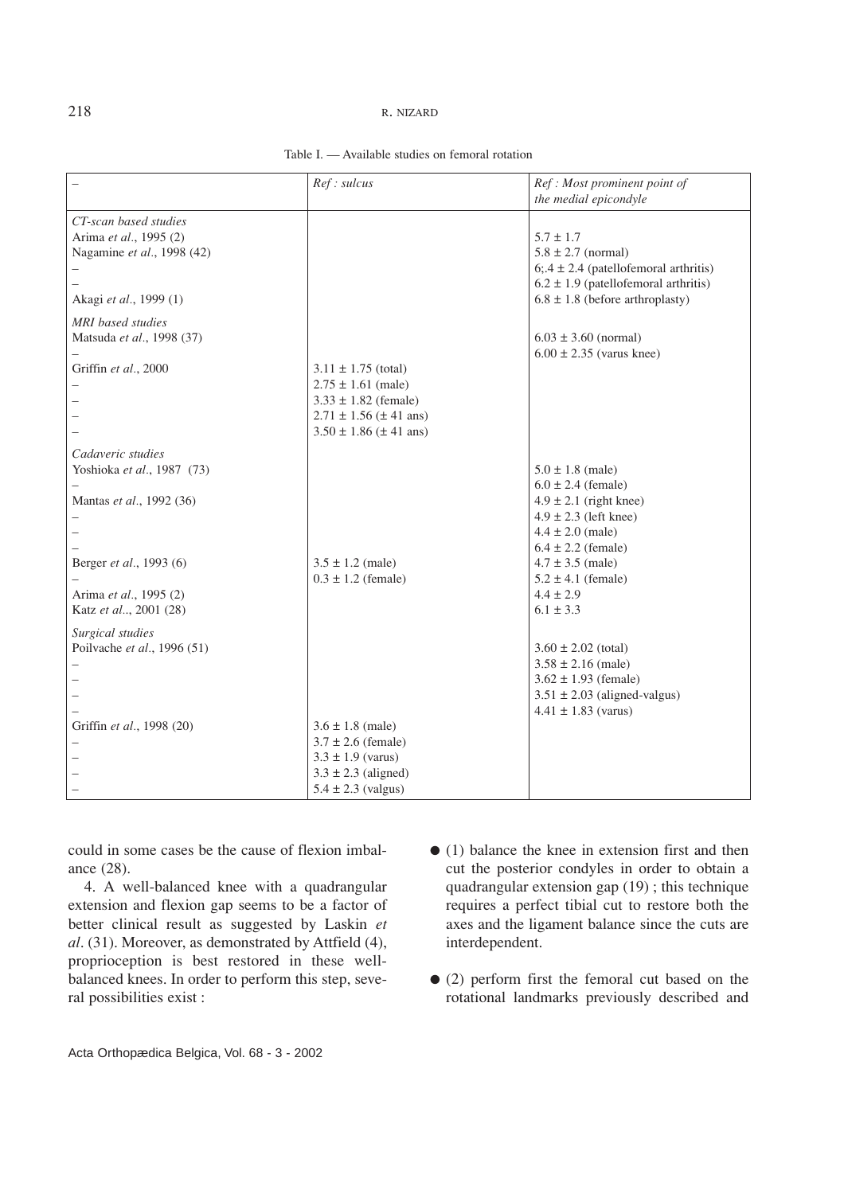Table I. — Available studies on femoral rotation

| – | *Ref : sulcus* | *Ref : Most prominent point of the medial epicondyle* |
|---|---|---|
| *CT-scan based studies* | | |
| Arima *et al*., 1995 (2) | | 5.7 ± 1.7 |
| Nagamine *et al*., 1998 (42) | | 5.8 ± 2.7 (normal) |
| – | | 6;.4 ± 2.4 (patellofemoral arthritis) |
| – | | 6.2 ± 1.9 (patellofemoral arthritis) |
| Akagi *et al*., 1999 (1) | | 6.8 ± 1.8 (before arthroplasty) |
| *MRI based studies* | | |
| Matsuda *et al*., 1998 (37) | | 6.03 ± 3.60 (normal) |
| – | | 6.00 ± 2.35 (varus knee) |
| Griffin *et al*., 2000 | 3.11 ± 1.75 (total) | |
| – | 2.75 ± 1.61 (male) | |
| – | 3.33 ± 1.82 (female) | |
| – | 2.71 ± 1.56 (± 41 ans) | |
| – | 3.50 ± 1.86 (± 41 ans) | |
| *Cadaveric studies* | | |
| Yoshioka *et al*., 1987 (73) | | 5.0 ± 1.8 (male) |
| – | | 6.0 ± 2.4 (female) |
| Mantas *et al*., 1992 (36) | | 4.9 ± 2.1 (right knee) |
| – | | 4.9 ± 2.3 (left knee) |
| – | | 4.4 ± 2.0 (male) |
| – | | 6.4 ± 2.2 (female) |
| Berger *et al*., 1993 (6) | 3.5 ± 1.2 (male) | 4.7 ± 3.5 (male) |
| – | 0.3 ± 1.2 (female) | 5.2 ± 4.1 (female) |
| Arima *et al*., 1995 (2) | | 4.4 ± 2.9 |
| Katz *et al*.., 2001 (28) | | 6.1 ± 3.3 |
| *Surgical studies* | | |
| Poilvache *et al*., 1996 (51) | | 3.60 ± 2.02 (total) |
| – | | 3.58 ± 2.16 (male) |
| – | | 3.62 ± 1.93 (female) |
| – | | 3.51 ± 2.03 (aligned-valgus) |
| – | | 4.41 ± 1.83 (varus) |
| Griffin *et al*., 1998 (20) | 3.6 ± 1.8 (male) | |
| – | 3.7 ± 2.6 (female) | |
| – | 3.3 ± 1.9 (varus) | |
| – | 3.3 ± 2.3 (aligned) | |
| – | 5.4 ± 2.3 (valgus) | |

could in some cases be the cause of flexion imbalance (28).

4. A well-balanced knee with a quadrangular extension and flexion gap seems to be a factor of better clinical result as suggested by Laskin *et al*. (31). Moreover, as demonstrated by Attfield (4), proprioception is best restored in these well-balanced knees. In order to perform this step, several possibilities exist :

- (1) balance the knee in extension first and then cut the posterior condyles in order to obtain a quadrangular extension gap (19) ; this technique requires a perfect tibial cut to restore both the axes and the ligament balance since the cuts are interdependent.

- (2) perform first the femoral cut based on the rotational landmarks previously described and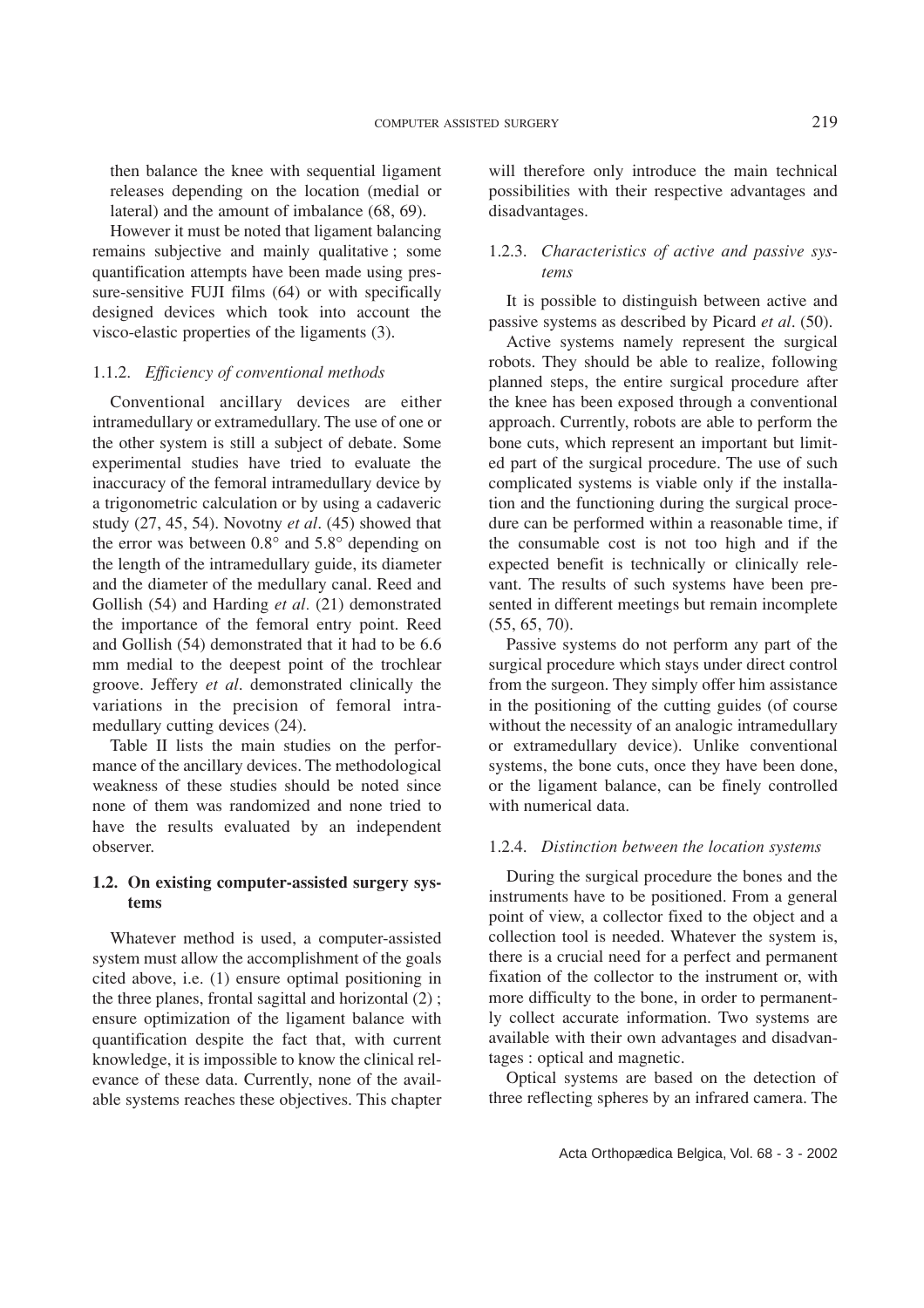then balance the knee with sequential ligament releases depending on the location (medial or lateral) and the amount of imbalance (68, 69).

However it must be noted that ligament balancing remains subjective and mainly qualitative ; some quantification attempts have been made using pressure-sensitive FUJI films (64) or with specifically designed devices which took into account the visco-elastic properties of the ligaments (3).

### 1.1.2. *Efficiency of conventional methods*

Conventional ancillary devices are either intramedullary or extramedullary. The use of one or the other system is still a subject of debate. Some experimental studies have tried to evaluate the inaccuracy of the femoral intramedullary device by a trigonometric calculation or by using a cadaveric study (27, 45, 54). Novotny *et al*. (45) showed that the error was between 0.8° and 5.8° depending on the length of the intramedullary guide, its diameter and the diameter of the medullary canal. Reed and Gollish (54) and Harding *et al.* (21) demonstrated the importance of the femoral entry point. Reed and Gollish (54) demonstrated that it had to be 6.6 mm medial to the deepest point of the trochlear groove. Jeffery *et al*. demonstrated clinically the variations in the precision of femoral intramedullary cutting devices (24).

Table II lists the main studies on the performance of the ancillary devices. The methodological weakness of these studies should be noted since none of them was randomized and none tried to have the results evaluated by an independent observer.

## 1.2. On existing computer-assisted surgery systems

Whatever method is used, a computer-assisted system must allow the accomplishment of the goals cited above, i.e. (1) ensure optimal positioning in the three planes, frontal sagittal and horizontal (2) ; ensure optimization of the ligament balance with quantification despite the fact that, with current knowledge, it is impossible to know the clinical relevance of these data. Currently, none of the available systems reaches these objectives. This chapter will therefore only introduce the main technical possibilities with their respective advantages and disadvantages.

### 1.2.3. *Characteristics of active and passive systems*

It is possible to distinguish between active and passive systems as described by Picard *et al*. (50).

Active systems namely represent the surgical robots. They should be able to realize, following planned steps, the entire surgical procedure after the knee has been exposed through a conventional approach. Currently, robots are able to perform the bone cuts, which represent an important but limited part of the surgical procedure. The use of such complicated systems is viable only if the installation and the functioning during the surgical procedure can be performed within a reasonable time, if the consumable cost is not too high and if the expected benefit is technically or clinically relevant. The results of such systems have been presented in different meetings but remain incomplete (55, 65, 70).

Passive systems do not perform any part of the surgical procedure which stays under direct control from the surgeon. They simply offer him assistance in the positioning of the cutting guides (of course without the necessity of an analogic intramedullary or extramedullary device). Unlike conventional systems, the bone cuts, once they have been done, or the ligament balance, can be finely controlled with numerical data.

### 1.2.4. *Distinction between the location systems*

During the surgical procedure the bones and the instruments have to be positioned. From a general point of view, a collector fixed to the object and a collection tool is needed. Whatever the system is, there is a crucial need for a perfect and permanent fixation of the collector to the instrument or, with more difficulty to the bone, in order to permanently collect accurate information. Two systems are available with their own advantages and disadvantages : optical and magnetic.

Optical systems are based on the detection of three reflecting spheres by an infrared camera. The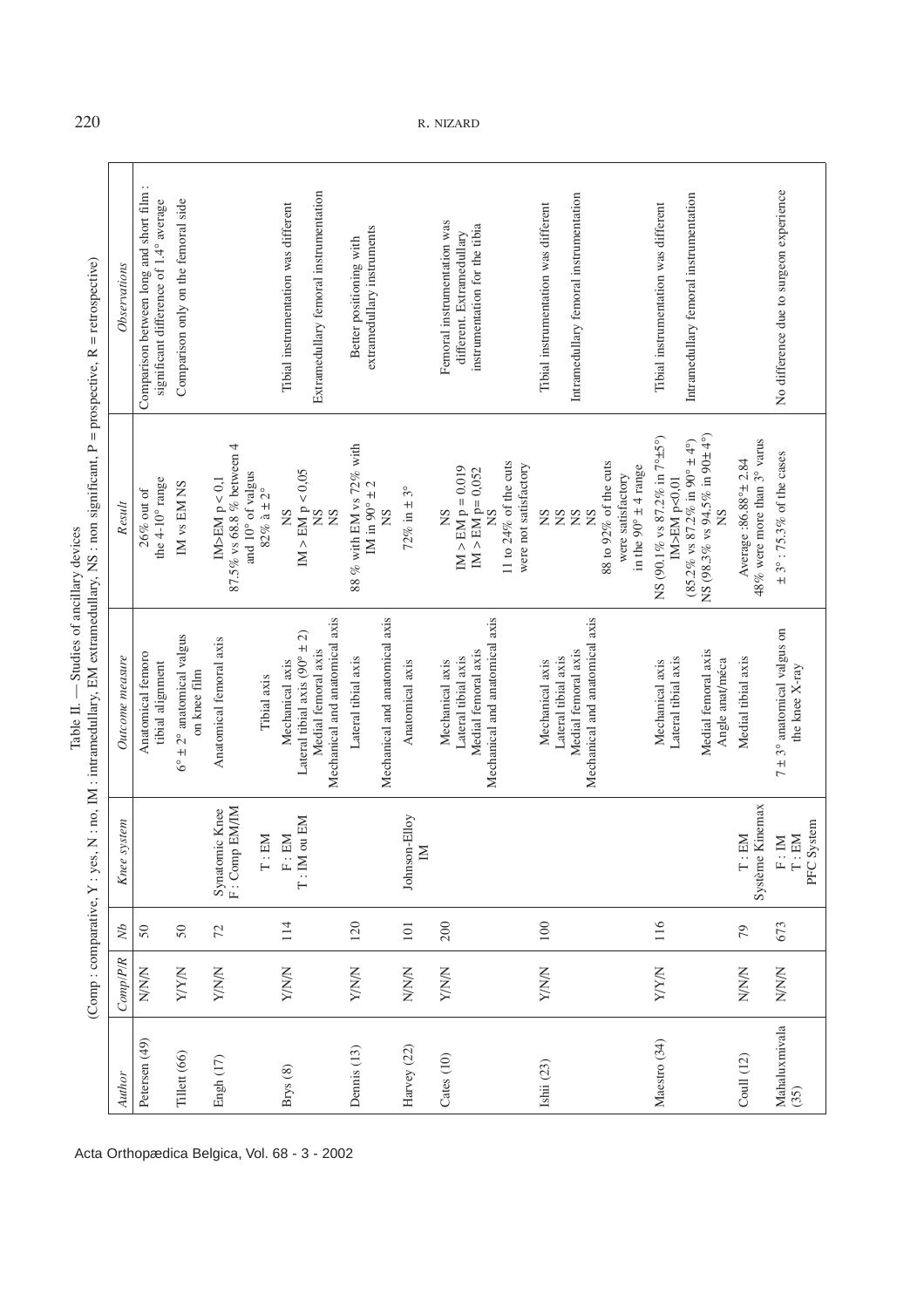Table II. — Studies of ancillary devices
(Comp : comparative, Y : yes, N : no, IM : intramedullary, EM extramedullary, NS : non significant, P = prospective, R = retrospective)

| Author | Comp/P/R | Nb | Knee system | Outcome measure | Result | Observations |
|---|---|---|---|---|---|---|
| Petersen (49) | N/N/N | 50 | | Anatomical femoro tibial alignment | 26% out of the 4-10° range | Comparison between long and short film : significant difference of 1.4° average |
| Tillett (66) | Y/Y/N | 50 | | 6° ± 2° anatomical valgus on knee film | IM vs EM NS | Comparison only on the femoral side |
| Engh (17) | Y/N/N | 72 | Synatomic Knee F : Comp EM/IM | Anatomical femoral axis | IM>EM p < 0,1 87.5% vs 68.8 % between 4 and 10° of valgus | |
| | | | T : EM | Tibial axis | 82% à ± 2° | |
| Brys (8) | Y/N/N | 114 | F : EM T : IM ou EM | Mechanical axis Lateral tibial axis (90° ± 2) Medial femoral axis Mechanical and anatomical axis | NS IM > EM p < 0,05 NS NS | Tibial instrumentation was different Extramedullary femoral instrumentation |
| Dennis (13) | Y/N/N | 120 | | Lateral tibial axis Mechanical and anatomical axis | 88 % with EM vs 72% with IM in 90° ± 2 NS | Better positioning with extramedullary instruments |
| Harvey (22) | N/N/N | 101 | Johnson-Elloy IM | Anatomical axis | 72% in ± 3° | |
| Cates (10) | Y/N/N | 200 | | Mechanical axis Lateral tibial axis Medial femoral axis Mechanical and anatomical axis | NS IM > EM p = 0.019 IM > EM p= 0,052 NS 11 to 24% of the cuts were not satisfactory | Femoral instrumentation was different. Extramedullary instrumentation for the tibia |
| Ishii (23) | Y/N/N | 100 | | Mechanical axis Lateral tibial axis Medial femoral axis Mechanical and anatomical axis | NS NS NS NS 88 to 92% of the cuts were satisfactory in the 90° ± 4 range | Tibial instrumentation was different Intramedullary femoral instrumentation |
| Maestro (34) | Y/Y/N | 116 | | Mechanical axis Lateral tibial axis Medial femoral axis Angle anat/méca | NS (90.1% vs 87.2% in 7°±5°) IM>EM p<0,01 (85.2% vs 87.2% in 90° ± 4°) NS (98.3% vs 94.5% in 90± 4°) NS | Tibial instrumentation was different Intramedullary femoral instrumentation |
| Coull (12) | N/N/N | 79 | T : EM Système Kinemax | Medial tibial axis | Average :86.88°± 2.84 48% were more than 3° varus | |
| Mahaluxmivala (35) | N/N/N | 673 | F : IM T : EM PFC System | 7 ± 3° anatomical valgus on the knee X-ray | ± 3° : 75.3% of the cases | No difference due to surgeon experience |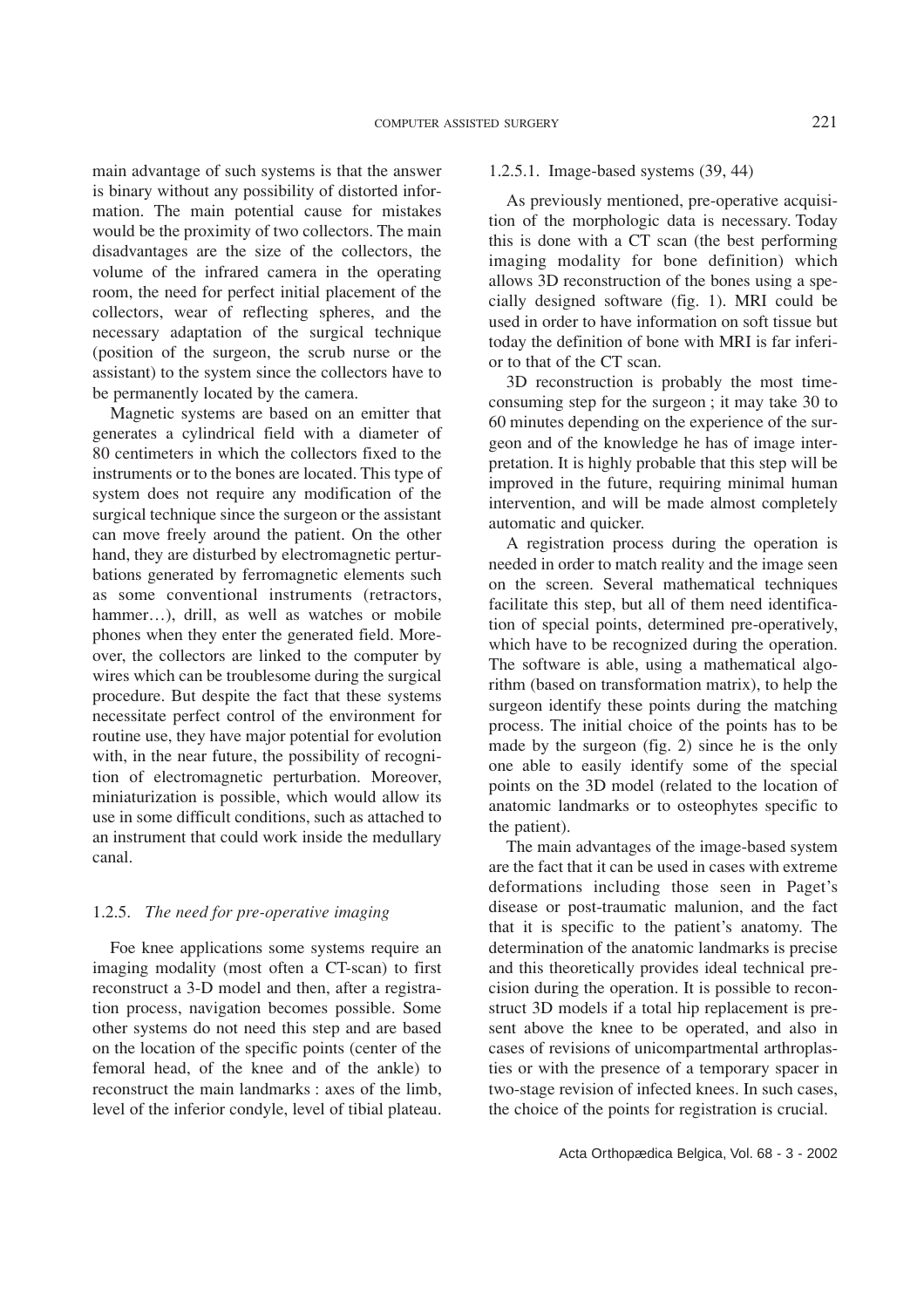main advantage of such systems is that the answer is binary without any possibility of distorted information. The main potential cause for mistakes would be the proximity of two collectors. The main disadvantages are the size of the collectors, the volume of the infrared camera in the operating room, the need for perfect initial placement of the collectors, wear of reflecting spheres, and the necessary adaptation of the surgical technique (position of the surgeon, the scrub nurse or the assistant) to the system since the collectors have to be permanently located by the camera.

Magnetic systems are based on an emitter that generates a cylindrical field with a diameter of 80 centimeters in which the collectors fixed to the instruments or to the bones are located. This type of system does not require any modification of the surgical technique since the surgeon or the assistant can move freely around the patient. On the other hand, they are disturbed by electromagnetic perturbations generated by ferromagnetic elements such as some conventional instruments (retractors, hammer…), drill, as well as watches or mobile phones when they enter the generated field. Moreover, the collectors are linked to the computer by wires which can be troublesome during the surgical procedure. But despite the fact that these systems necessitate perfect control of the environment for routine use, they have major potential for evolution with, in the near future, the possibility of recognition of electromagnetic perturbation. Moreover, miniaturization is possible, which would allow its use in some difficult conditions, such as attached to an instrument that could work inside the medullary canal.

### 1.2.5. *The need for pre-operative imaging*

Foe knee applications some systems require an imaging modality (most often a CT-scan) to first reconstruct a 3-D model and then, after a registration process, navigation becomes possible. Some other systems do not need this step and are based on the location of the specific points (center of the femoral head, of the knee and of the ankle) to reconstruct the main landmarks : axes of the limb, level of the inferior condyle, level of tibial plateau.

#### 1.2.5.1. Image-based systems (39, 44)

As previously mentioned, pre-operative acquisition of the morphologic data is necessary. Today this is done with a CT scan (the best performing imaging modality for bone definition) which allows 3D reconstruction of the bones using a specially designed software (fig. 1). MRI could be used in order to have information on soft tissue but today the definition of bone with MRI is far inferior to that of the CT scan.

3D reconstruction is probably the most time-consuming step for the surgeon ; it may take 30 to 60 minutes depending on the experience of the surgeon and of the knowledge he has of image interpretation. It is highly probable that this step will be improved in the future, requiring minimal human intervention, and will be made almost completely automatic and quicker.

A registration process during the operation is needed in order to match reality and the image seen on the screen. Several mathematical techniques facilitate this step, but all of them need identification of special points, determined pre-operatively, which have to be recognized during the operation. The software is able, using a mathematical algorithm (based on transformation matrix), to help the surgeon identify these points during the matching process. The initial choice of the points has to be made by the surgeon (fig. 2) since he is the only one able to easily identify some of the special points on the 3D model (related to the location of anatomic landmarks or to osteophytes specific to the patient).

The main advantages of the image-based system are the fact that it can be used in cases with extreme deformations including those seen in Paget's disease or post-traumatic malunion, and the fact that it is specific to the patient's anatomy. The determination of the anatomic landmarks is precise and this theoretically provides ideal technical precision during the operation. It is possible to reconstruct 3D models if a total hip replacement is present above the knee to be operated, and also in cases of revisions of unicompartmental arthroplasties or with the presence of a temporary spacer in two-stage revision of infected knees. In such cases, the choice of the points for registration is crucial.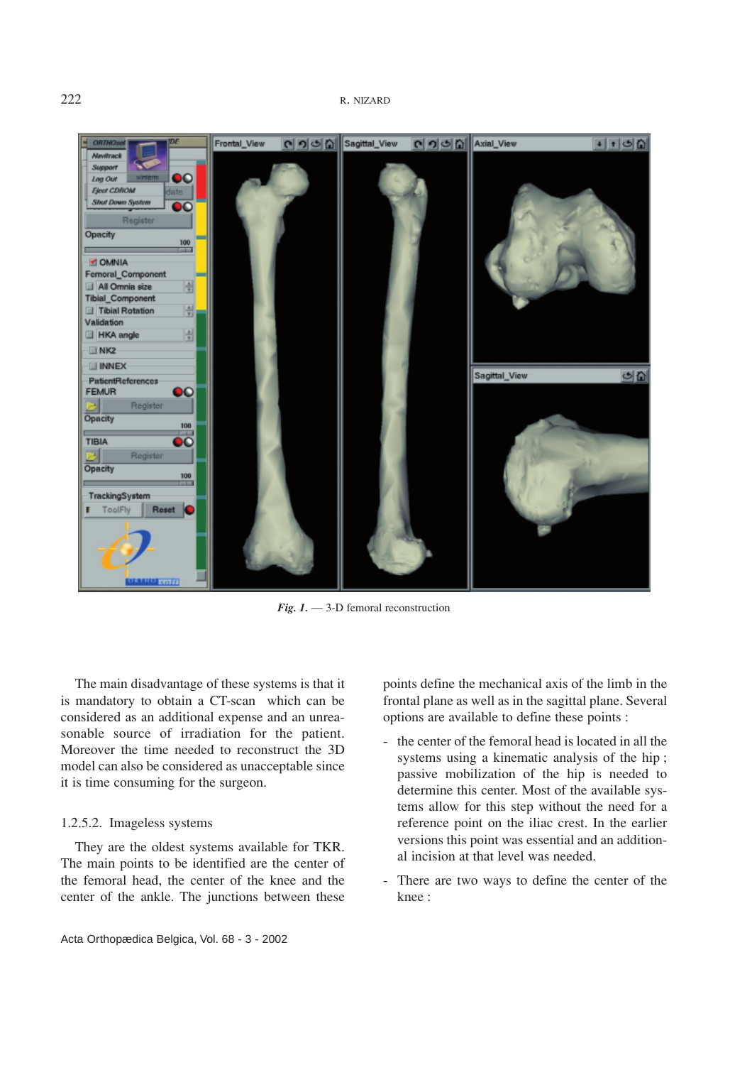*Fig. 1.* — 3-D femoral reconstruction

The main disadvantage of these systems is that it is mandatory to obtain a CT-scan which can be considered as an additional expense and an unreasonable source of irradiation for the patient. Moreover the time needed to reconstruct the 3D model can also be considered as unacceptable since it is time consuming for the surgeon.

#### 1.2.5.2. Imageless systems

They are the oldest systems available for TKR. The main points to be identified are the center of the femoral head, the center of the knee and the center of the ankle. The junctions between these points define the mechanical axis of the limb in the frontal plane as well as in the sagittal plane. Several options are available to define these points :

- the center of the femoral head is located in all the systems using a kinematic analysis of the hip ; passive mobilization of the hip is needed to determine this center. Most of the available systems allow for this step without the need for a reference point on the iliac crest. In the earlier versions this point was essential and an additional incision at that level was needed.
- There are two ways to define the center of the knee :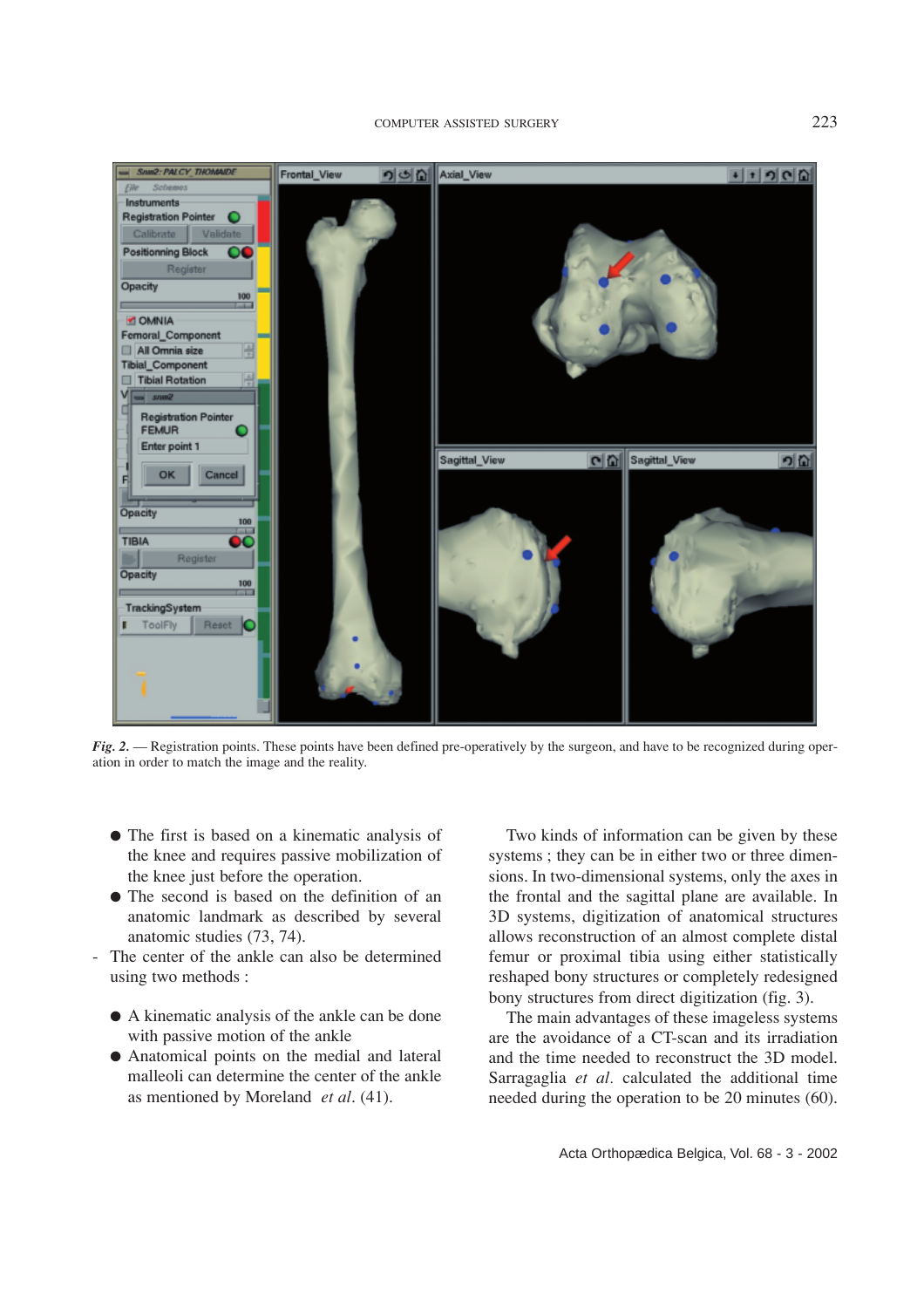*Fig. 2.* — Registration points. These points have been defined pre-operatively by the surgeon, and have to be recognized during operation in order to match the image and the reality.

- The first is based on a kinematic analysis of the knee and requires passive mobilization of the knee just before the operation.
- The second is based on the definition of an anatomic landmark as described by several anatomic studies (73, 74).

- The center of the ankle can also be determined using two methods :

  - A kinematic analysis of the ankle can be done with passive motion of the ankle
  - Anatomical points on the medial and lateral malleoli can determine the center of the ankle as mentioned by Moreland *et al*. (41).

Two kinds of information can be given by these systems ; they can be in either two or three dimensions. In two-dimensional systems, only the axes in the frontal and the sagittal plane are available. In 3D systems, digitization of anatomical structures allows reconstruction of an almost complete distal femur or proximal tibia using either statistically reshaped bony structures or completely redesigned bony structures from direct digitization (fig. 3).

The main advantages of these imageless systems are the avoidance of a CT-scan and its irradiation and the time needed to reconstruct the 3D model. Sarragaglia *et al.* calculated the additional time needed during the operation to be 20 minutes (60).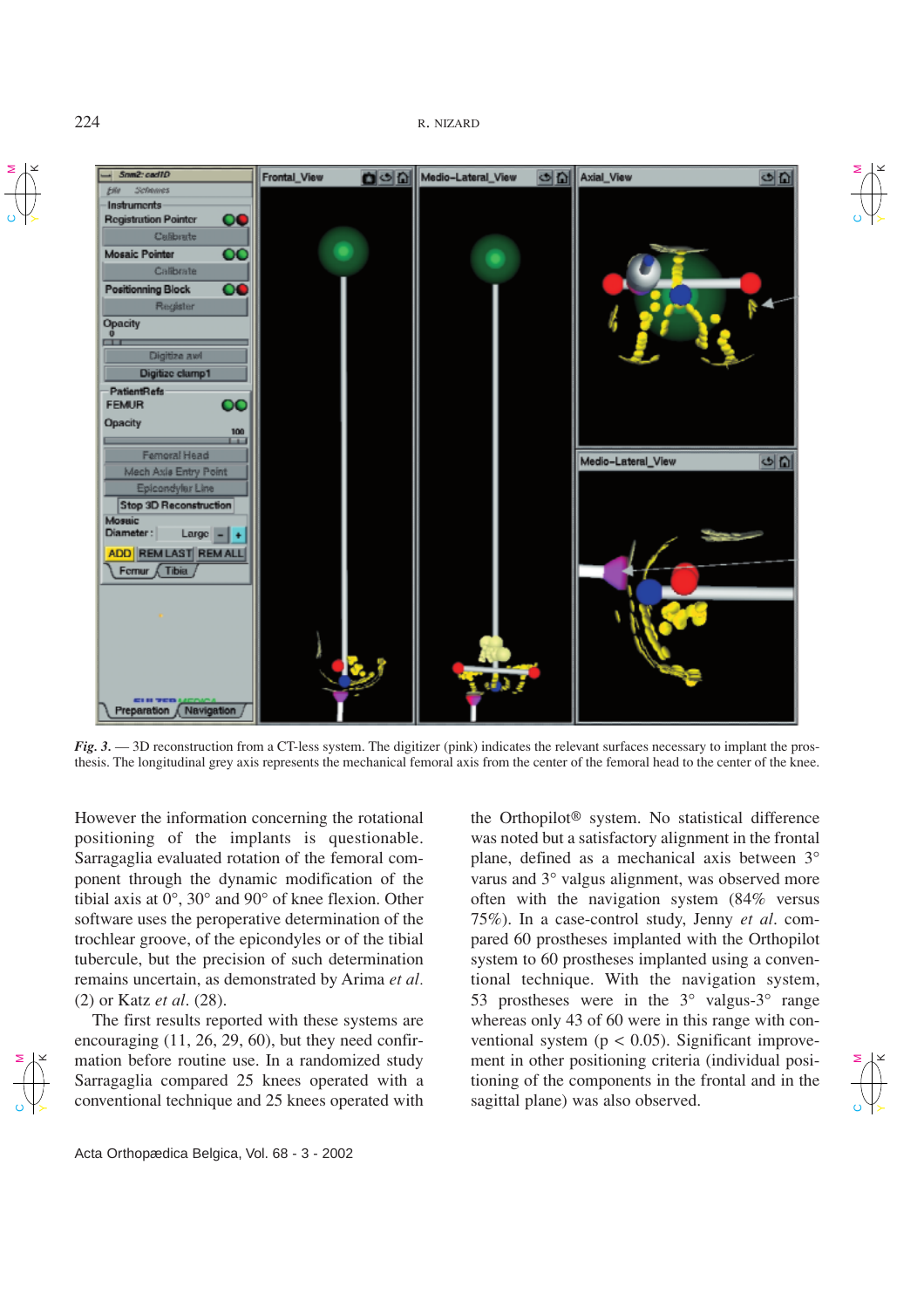*Fig. 3.* — 3D reconstruction from a CT-less system. The digitizer (pink) indicates the relevant surfaces necessary to implant the prosthesis. The longitudinal grey axis represents the mechanical femoral axis from the center of the femoral head to the center of the knee.

However the information concerning the rotational positioning of the implants is questionable. Sarragaglia evaluated rotation of the femoral component through the dynamic modification of the tibial axis at 0°, 30° and 90° of knee flexion. Other software uses the peroperative determination of the trochlear groove, of the epicondyles or of the tibial tubercule, but the precision of such determination remains uncertain, as demonstrated by Arima *et al.* (2) or Katz *et al*. (28).

The first results reported with these systems are encouraging (11, 26, 29, 60), but they need confirmation before routine use. In a randomized study Sarragaglia compared 25 knees operated with a conventional technique and 25 knees operated with the Orthopilot® system. No statistical difference was noted but a satisfactory alignment in the frontal plane, defined as a mechanical axis between 3° varus and 3° valgus alignment, was observed more often with the navigation system (84% versus 75%). In a case-control study, Jenny *et al.* compared 60 prostheses implanted with the Orthopilot system to 60 prostheses implanted using a conventional technique. With the navigation system, 53 prostheses were in the 3° valgus-3° range whereas only 43 of 60 were in this range with conventional system ($p < 0.05$). Significant improvement in other positioning criteria (individual positioning of the components in the frontal and in the sagittal plane) was also observed.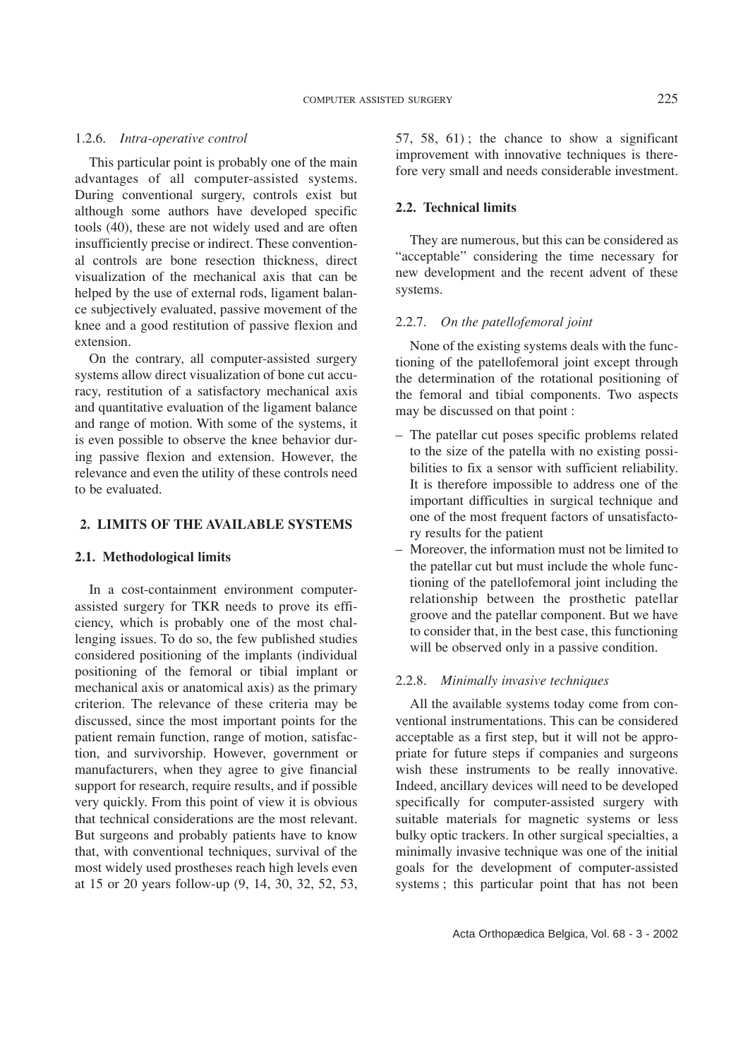#### 1.2.6. *Intra-operative control*

This particular point is probably one of the main advantages of all computer-assisted systems. During conventional surgery, controls exist but although some authors have developed specific tools (40), these are not widely used and are often insufficiently precise or indirect. These conventional controls are bone resection thickness, direct visualization of the mechanical axis that can be helped by the use of external rods, ligament balance subjectively evaluated, passive movement of the knee and a good restitution of passive flexion and extension.

On the contrary, all computer-assisted surgery systems allow direct visualization of bone cut accuracy, restitution of a satisfactory mechanical axis and quantitative evaluation of the ligament balance and range of motion. With some of the systems, it is even possible to observe the knee behavior during passive flexion and extension. However, the relevance and even the utility of these controls need to be evaluated.

## 2. LIMITS OF THE AVAILABLE SYSTEMS

### 2.1. Methodological limits

In a cost-containment environment computer-assisted surgery for TKR needs to prove its efficiency, which is probably one of the most challenging issues. To do so, the few published studies considered positioning of the implants (individual positioning of the femoral or tibial implant or mechanical axis or anatomical axis) as the primary criterion. The relevance of these criteria may be discussed, since the most important points for the patient remain function, range of motion, satisfaction, and survivorship. However, government or manufacturers, when they agree to give financial support for research, require results, and if possible very quickly. From this point of view it is obvious that technical considerations are the most relevant. But surgeons and probably patients have to know that, with conventional techniques, survival of the most widely used prostheses reach high levels even at 15 or 20 years follow-up (9, 14, 30, 32, 52, 53, 57, 58, 61) ; the chance to show a significant improvement with innovative techniques is therefore very small and needs considerable investment.

### 2.2. Technical limits

They are numerous, but this can be considered as "acceptable" considering the time necessary for new development and the recent advent of these systems.

#### 2.2.7. *On the patellofemoral joint*

None of the existing systems deals with the functioning of the patellofemoral joint except through the determination of the rotational positioning of the femoral and tibial components. Two aspects may be discussed on that point :

- The patellar cut poses specific problems related to the size of the patella with no existing possibilities to fix a sensor with sufficient reliability. It is therefore impossible to address one of the important difficulties in surgical technique and one of the most frequent factors of unsatisfactory results for the patient
- Moreover, the information must not be limited to the patellar cut but must include the whole functioning of the patellofemoral joint including the relationship between the prosthetic patellar groove and the patellar component. But we have to consider that, in the best case, this functioning will be observed only in a passive condition.

#### 2.2.8. *Minimally invasive techniques*

All the available systems today come from conventional instrumentations. This can be considered acceptable as a first step, but it will not be appropriate for future steps if companies and surgeons wish these instruments to be really innovative. Indeed, ancillary devices will need to be developed specifically for computer-assisted surgery with suitable materials for magnetic systems or less bulky optic trackers. In other surgical specialties, a minimally invasive technique was one of the initial goals for the development of computer-assisted systems ; this particular point that has not been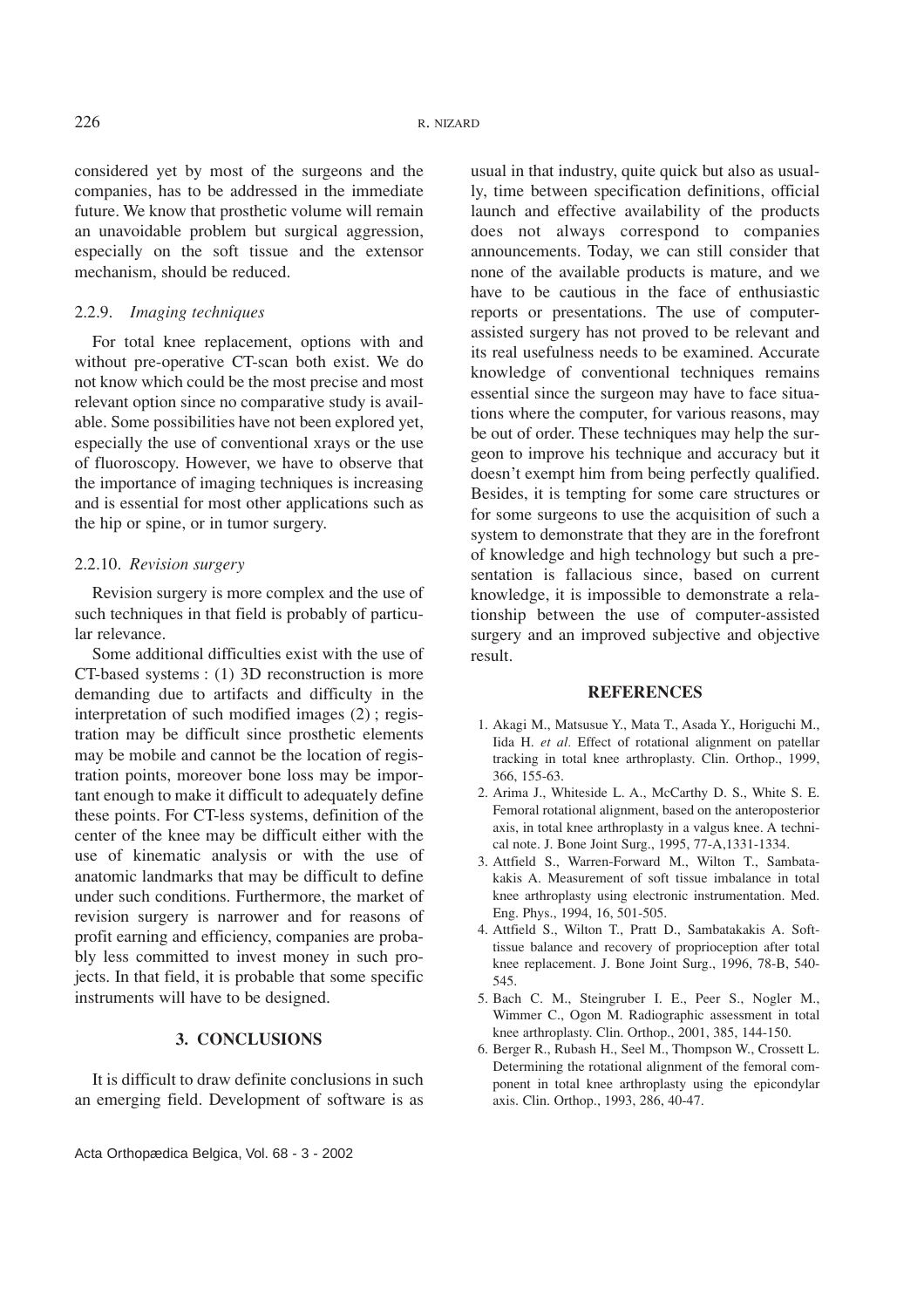considered yet by most of the surgeons and the companies, has to be addressed in the immediate future. We know that prosthetic volume will remain an unavoidable problem but surgical aggression, especially on the soft tissue and the extensor mechanism, should be reduced.

### 2.2.9. *Imaging techniques*

For total knee replacement, options with and without pre-operative CT-scan both exist. We do not know which could be the most precise and most relevant option since no comparative study is available. Some possibilities have not been explored yet, especially the use of conventional xrays or the use of fluoroscopy. However, we have to observe that the importance of imaging techniques is increasing and is essential for most other applications such as the hip or spine, or in tumor surgery.

### 2.2.10. *Revision surgery*

Revision surgery is more complex and the use of such techniques in that field is probably of particular relevance.

Some additional difficulties exist with the use of CT-based systems : (1) 3D reconstruction is more demanding due to artifacts and difficulty in the interpretation of such modified images (2) ; registration may be difficult since prosthetic elements may be mobile and cannot be the location of registration points, moreover bone loss may be important enough to make it difficult to adequately define these points. For CT-less systems, definition of the center of the knee may be difficult either with the use of kinematic analysis or with the use of anatomic landmarks that may be difficult to define under such conditions. Furthermore, the market of revision surgery is narrower and for reasons of profit earning and efficiency, companies are probably less committed to invest money in such projects. In that field, it is probable that some specific instruments will have to be designed.

## 3. CONCLUSIONS

It is difficult to draw definite conclusions in such an emerging field. Development of software is as usual in that industry, quite quick but also as usually, time between specification definitions, official launch and effective availability of the products does not always correspond to companies announcements. Today, we can still consider that none of the available products is mature, and we have to be cautious in the face of enthusiastic reports or presentations. The use of computer-assisted surgery has not proved to be relevant and its real usefulness needs to be examined. Accurate knowledge of conventional techniques remains essential since the surgeon may have to face situations where the computer, for various reasons, may be out of order. These techniques may help the surgeon to improve his technique and accuracy but it doesn't exempt him from being perfectly qualified. Besides, it is tempting for some care structures or for some surgeons to use the acquisition of such a system to demonstrate that they are in the forefront of knowledge and high technology but such a presentation is fallacious since, based on current knowledge, it is impossible to demonstrate a relationship between the use of computer-assisted surgery and an improved subjective and objective result.

## REFERENCES

1. Akagi M., Matsusue Y., Mata T., Asada Y., Horiguchi M., Iida H. *et al.* Effect of rotational alignment on patellar tracking in total knee arthroplasty. Clin. Orthop., 1999, 366, 155-63.
2. Arima J., Whiteside L. A., McCarthy D. S., White S. E. Femoral rotational alignment, based on the anteroposterior axis, in total knee arthroplasty in a valgus knee. A technical note. J. Bone Joint Surg., 1995, 77-A,1331-1334.
3. Attfield S., Warren-Forward M., Wilton T., Sambatakakis A. Measurement of soft tissue imbalance in total knee arthroplasty using electronic instrumentation. Med. Eng. Phys., 1994, 16, 501-505.
4. Attfield S., Wilton T., Pratt D., Sambatakakis A. Soft-tissue balance and recovery of proprioception after total knee replacement. J. Bone Joint Surg., 1996, 78-B, 540-545.
5. Bach C. M., Steingruber I. E., Peer S., Nogler M., Wimmer C., Ogon M. Radiographic assessment in total knee arthroplasty. Clin. Orthop., 2001, 385, 144-150.
6. Berger R., Rubash H., Seel M., Thompson W., Crossett L. Determining the rotational alignment of the femoral component in total knee arthroplasty using the epicondylar axis. Clin. Orthop., 1993, 286, 40-47.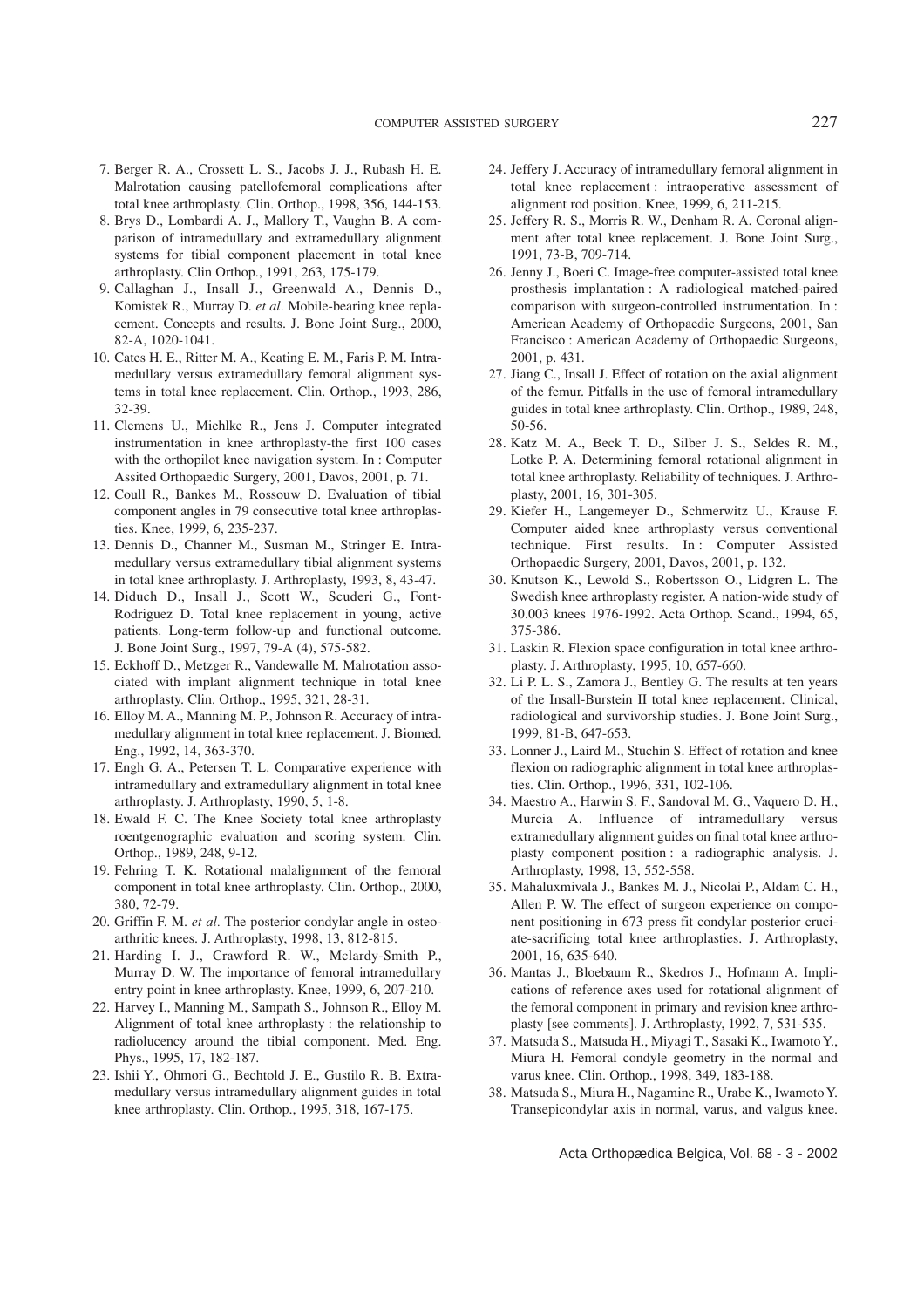7. Berger R. A., Crossett L. S., Jacobs J. J., Rubash H. E. Malrotation causing patellofemoral complications after total knee arthroplasty. Clin. Orthop., 1998, 356, 144-153.
8. Brys D., Lombardi A. J., Mallory T., Vaughn B. A comparison of intramedullary and extramedullary alignment systems for tibial component placement in total knee arthroplasty. Clin Orthop., 1991, 263, 175-179.
9. Callaghan J., Insall J., Greenwald A., Dennis D., Komistek R., Murray D. *et al.* Mobile-bearing knee replacement. Concepts and results. J. Bone Joint Surg., 2000, 82-A, 1020-1041.
10. Cates H. E., Ritter M. A., Keating E. M., Faris P. M. Intramedullary versus extramedullary femoral alignment systems in total knee replacement. Clin. Orthop., 1993, 286, 32-39.
11. Clemens U., Miehlke R., Jens J. Computer integrated instrumentation in knee arthroplasty-the first 100 cases with the orthopilot knee navigation system. In : Computer Assited Orthopaedic Surgery, 2001, Davos, 2001, p. 71.
12. Coull R., Bankes M., Rossouw D. Evaluation of tibial component angles in 79 consecutive total knee arthroplasties. Knee, 1999, 6, 235-237.
13. Dennis D., Channer M., Susman M., Stringer E. Intramedullary versus extramedullary tibial alignment systems in total knee arthroplasty. J. Arthroplasty, 1993, 8, 43-47.
14. Diduch D., Insall J., Scott W., Scuderi G., Font-Rodriguez D. Total knee replacement in young, active patients. Long-term follow-up and functional outcome. J. Bone Joint Surg., 1997, 79-A (4), 575-582.
15. Eckhoff D., Metzger R., Vandewalle M. Malrotation associated with implant alignment technique in total knee arthroplasty. Clin. Orthop., 1995, 321, 28-31.
16. Elloy M. A., Manning M. P., Johnson R. Accuracy of intramedullary alignment in total knee replacement. J. Biomed. Eng., 1992, 14, 363-370.
17. Engh G. A., Petersen T. L. Comparative experience with intramedullary and extramedullary alignment in total knee arthroplasty. J. Arthroplasty, 1990, 5, 1-8.
18. Ewald F. C. The Knee Society total knee arthroplasty roentgenographic evaluation and scoring system. Clin. Orthop., 1989, 248, 9-12.
19. Fehring T. K. Rotational malalignment of the femoral component in total knee arthroplasty. Clin. Orthop., 2000, 380, 72-79.
20. Griffin F. M. *et al.* The posterior condylar angle in osteoarthritic knees. J. Arthroplasty, 1998, 13, 812-815.
21. Harding I. J., Crawford R. W., Mclardy-Smith P., Murray D. W. The importance of femoral intramedullary entry point in knee arthroplasty. Knee, 1999, 6, 207-210.
22. Harvey I., Manning M., Sampath S., Johnson R., Elloy M. Alignment of total knee arthroplasty : the relationship to radiolucency around the tibial component. Med. Eng. Phys., 1995, 17, 182-187.
23. Ishii Y., Ohmori G., Bechtold J. E., Gustilo R. B. Extramedullary versus intramedullary alignment guides in total knee arthroplasty. Clin. Orthop., 1995, 318, 167-175.
24. Jeffery J. Accuracy of intramedullary femoral alignment in total knee replacement : intraoperative assessment of alignment rod position. Knee, 1999, 6, 211-215.
25. Jeffery R. S., Morris R. W., Denham R. A. Coronal alignment after total knee replacement. J. Bone Joint Surg., 1991, 73-B, 709-714.
26. Jenny J., Boeri C. Image-free computer-assisted total knee prosthesis implantation : A radiological matched-paired comparison with surgeon-controlled instrumentation. In : American Academy of Orthopaedic Surgeons, 2001, San Francisco : American Academy of Orthopaedic Surgeons, 2001, p. 431.
27. Jiang C., Insall J. Effect of rotation on the axial alignment of the femur. Pitfalls in the use of femoral intramedullary guides in total knee arthroplasty. Clin. Orthop., 1989, 248, 50-56.
28. Katz M. A., Beck T. D., Silber J. S., Seldes R. M., Lotke P. A. Determining femoral rotational alignment in total knee arthroplasty. Reliability of techniques. J. Arthroplasty, 2001, 16, 301-305.
29. Kiefer H., Langemeyer D., Schmerwitz U., Krause F. Computer aided knee arthroplasty versus conventional technique. First results. In : Computer Assisted Orthopaedic Surgery, 2001, Davos, 2001, p. 132.
30. Knutson K., Lewold S., Robertsson O., Lidgren L. The Swedish knee arthroplasty register. A nation-wide study of 30.003 knees 1976-1992. Acta Orthop. Scand., 1994, 65, 375-386.
31. Laskin R. Flexion space configuration in total knee arthroplasty. J. Arthroplasty, 1995, 10, 657-660.
32. Li P. L. S., Zamora J., Bentley G. The results at ten years of the Insall-Burstein II total knee replacement. Clinical, radiological and survivorship studies. J. Bone Joint Surg., 1999, 81-B, 647-653.
33. Lonner J., Laird M., Stuchin S. Effect of rotation and knee flexion on radiographic alignment in total knee arthroplasties. Clin. Orthop., 1996, 331, 102-106.
34. Maestro A., Harwin S. F., Sandoval M. G., Vaquero D. H., Murcia A. Influence of intramedullary versus extramedullary alignment guides on final total knee arthroplasty component position : a radiographic analysis. J. Arthroplasty, 1998, 13, 552-558.
35. Mahaluxmivala J., Bankes M. J., Nicolai P., Aldam C. H., Allen P. W. The effect of surgeon experience on component positioning in 673 press fit condylar posterior cruciate-sacrificing total knee arthroplasties. J. Arthroplasty, 2001, 16, 635-640.
36. Mantas J., Bloebaum R., Skedros J., Hofmann A. Implications of reference axes used for rotational alignment of the femoral component in primary and revision knee arthroplasty [see comments]. J. Arthroplasty, 1992, 7, 531-535.
37. Matsuda S., Matsuda H., Miyagi T., Sasaki K., Iwamoto Y., Miura H. Femoral condyle geometry in the normal and varus knee. Clin. Orthop., 1998, 349, 183-188.
38. Matsuda S., Miura H., Nagamine R., Urabe K., Iwamoto Y. Transepicondylar axis in normal, varus, and valgus knee.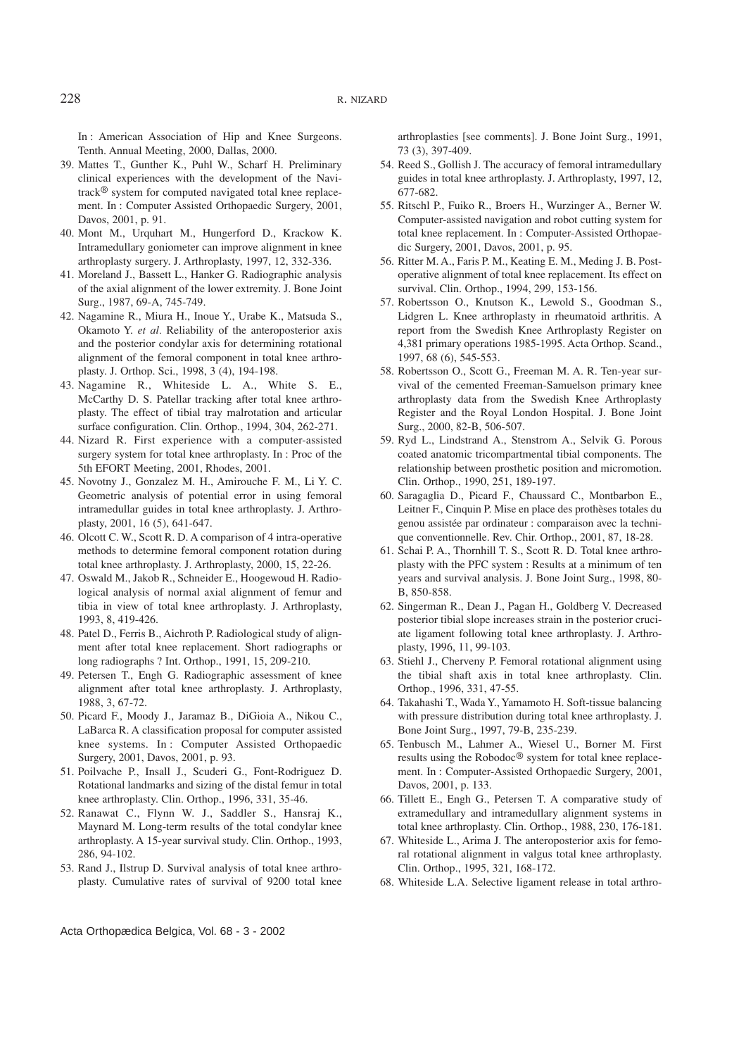In : American Association of Hip and Knee Surgeons. Tenth. Annual Meeting, 2000, Dallas, 2000.

39. Mattes T., Gunther K., Puhl W., Scharf H. Preliminary clinical experiences with the development of the Navitrack® system for computed navigated total knee replacement. In : Computer Assisted Orthopaedic Surgery, 2001, Davos, 2001, p. 91.
40. Mont M., Urquhart M., Hungerford D., Krackow K. Intramedullary goniometer can improve alignment in knee arthroplasty surgery. J. Arthroplasty, 1997, 12, 332-336.
41. Moreland J., Bassett L., Hanker G. Radiographic analysis of the axial alignment of the lower extremity. J. Bone Joint Surg., 1987, 69-A, 745-749.
42. Nagamine R., Miura H., Inoue Y., Urabe K., Matsuda S., Okamoto Y. *et al*. Reliability of the anteroposterior axis and the posterior condylar axis for determining rotational alignment of the femoral component in total knee arthroplasty. J. Orthop. Sci., 1998, 3 (4), 194-198.
43. Nagamine R., Whiteside L. A., White S. E., McCarthy D. S. Patellar tracking after total knee arthroplasty. The effect of tibial tray malrotation and articular surface configuration. Clin. Orthop., 1994, 304, 262-271.
44. Nizard R. First experience with a computer-assisted surgery system for total knee arthroplasty. In : Proc of the 5th EFORT Meeting, 2001, Rhodes, 2001.
45. Novotny J., Gonzalez M. H., Amirouche F. M., Li Y. C. Geometric analysis of potential error in using femoral intramedullar guides in total knee arthroplasty. J. Arthroplasty, 2001, 16 (5), 641-647.
46. Olcott C. W., Scott R. D. A comparison of 4 intra-operative methods to determine femoral component rotation during total knee arthroplasty. J. Arthroplasty, 2000, 15, 22-26.
47. Oswald M., Jakob R., Schneider E., Hoogewoud H. Radiological analysis of normal axial alignment of femur and tibia in view of total knee arthroplasty. J. Arthroplasty, 1993, 8, 419-426.
48. Patel D., Ferris B., Aichroth P. Radiological study of alignment after total knee replacement. Short radiographs or long radiographs ? Int. Orthop., 1991, 15, 209-210.
49. Petersen T., Engh G. Radiographic assessment of knee alignment after total knee arthroplasty. J. Arthroplasty, 1988, 3, 67-72.
50. Picard F., Moody J., Jaramaz B., DiGioia A., Nikou C., LaBarca R. A classification proposal for computer assisted knee systems. In : Computer Assisted Orthopaedic Surgery, 2001, Davos, 2001, p. 93.
51. Poilvache P., Insall J., Scuderi G., Font-Rodriguez D. Rotational landmarks and sizing of the distal femur in total knee arthroplasty. Clin. Orthop., 1996, 331, 35-46.
52. Ranawat C., Flynn W. J., Saddler S., Hansraj K., Maynard M. Long-term results of the total condylar knee arthroplasty. A 15-year survival study. Clin. Orthop., 1993, 286, 94-102.
53. Rand J., Ilstrup D. Survival analysis of total knee arthroplasty. Cumulative rates of survival of 9200 total knee arthroplasties [see comments]. J. Bone Joint Surg., 1991, 73 (3), 397-409.
54. Reed S., Gollish J. The accuracy of femoral intramedullary guides in total knee arthroplasty. J. Arthroplasty, 1997, 12, 677-682.
55. Ritschl P., Fuiko R., Broers H., Wurzinger A., Berner W. Computer-assisted navigation and robot cutting system for total knee replacement. In : Computer-Assisted Orthopaedic Surgery, 2001, Davos, 2001, p. 95.
56. Ritter M. A., Faris P. M., Keating E. M., Meding J. B. Postoperative alignment of total knee replacement. Its effect on survival. Clin. Orthop., 1994, 299, 153-156.
57. Robertsson O., Knutson K., Lewold S., Goodman S., Lidgren L. Knee arthroplasty in rheumatoid arthritis. A report from the Swedish Knee Arthroplasty Register on 4,381 primary operations 1985-1995. Acta Orthop. Scand., 1997, 68 (6), 545-553.
58. Robertsson O., Scott G., Freeman M. A. R. Ten-year survival of the cemented Freeman-Samuelson primary knee arthroplasty data from the Swedish Knee Arthroplasty Register and the Royal London Hospital. J. Bone Joint Surg., 2000, 82-B, 506-507.
59. Ryd L., Lindstrand A., Stenstrom A., Selvik G. Porous coated anatomic tricompartmental tibial components. The relationship between prosthetic position and micromotion. Clin. Orthop., 1990, 251, 189-197.
60. Saragaglia D., Picard F., Chaussard C., Montbarbon E., Leitner F., Cinquin P. Mise en place des prothèses totales du genou assistée par ordinateur : comparaison avec la technique conventionnelle. Rev. Chir. Orthop., 2001, 87, 18-28.
61. Schai P. A., Thornhill T. S., Scott R. D. Total knee arthroplasty with the PFC system : Results at a minimum of ten years and survival analysis. J. Bone Joint Surg., 1998, 80-B, 850-858.
62. Singerman R., Dean J., Pagan H., Goldberg V. Decreased posterior tibial slope increases strain in the posterior cruciate ligament following total knee arthroplasty. J. Arthroplasty, 1996, 11, 99-103.
63. Stiehl J., Cherveny P. Femoral rotational alignment using the tibial shaft axis in total knee arthroplasty. Clin. Orthop., 1996, 331, 47-55.
64. Takahashi T., Wada Y., Yamamoto H. Soft-tissue balancing with pressure distribution during total knee arthroplasty. J. Bone Joint Surg., 1997, 79-B, 235-239.
65. Tenbusch M., Lahmer A., Wiesel U., Borner M. First results using the Robodoc® system for total knee replacement. In : Computer-Assisted Orthopaedic Surgery, 2001, Davos, 2001, p. 133.
66. Tillett E., Engh G., Petersen T. A comparative study of extramedullary and intramedullary alignment systems in total knee arthroplasty. Clin. Orthop., 1988, 230, 176-181.
67. Whiteside L., Arima J. The anteroposterior axis for femoral rotational alignment in valgus total knee arthroplasty. Clin. Orthop., 1995, 321, 168-172.
68. Whiteside L.A. Selective ligament release in total arthro-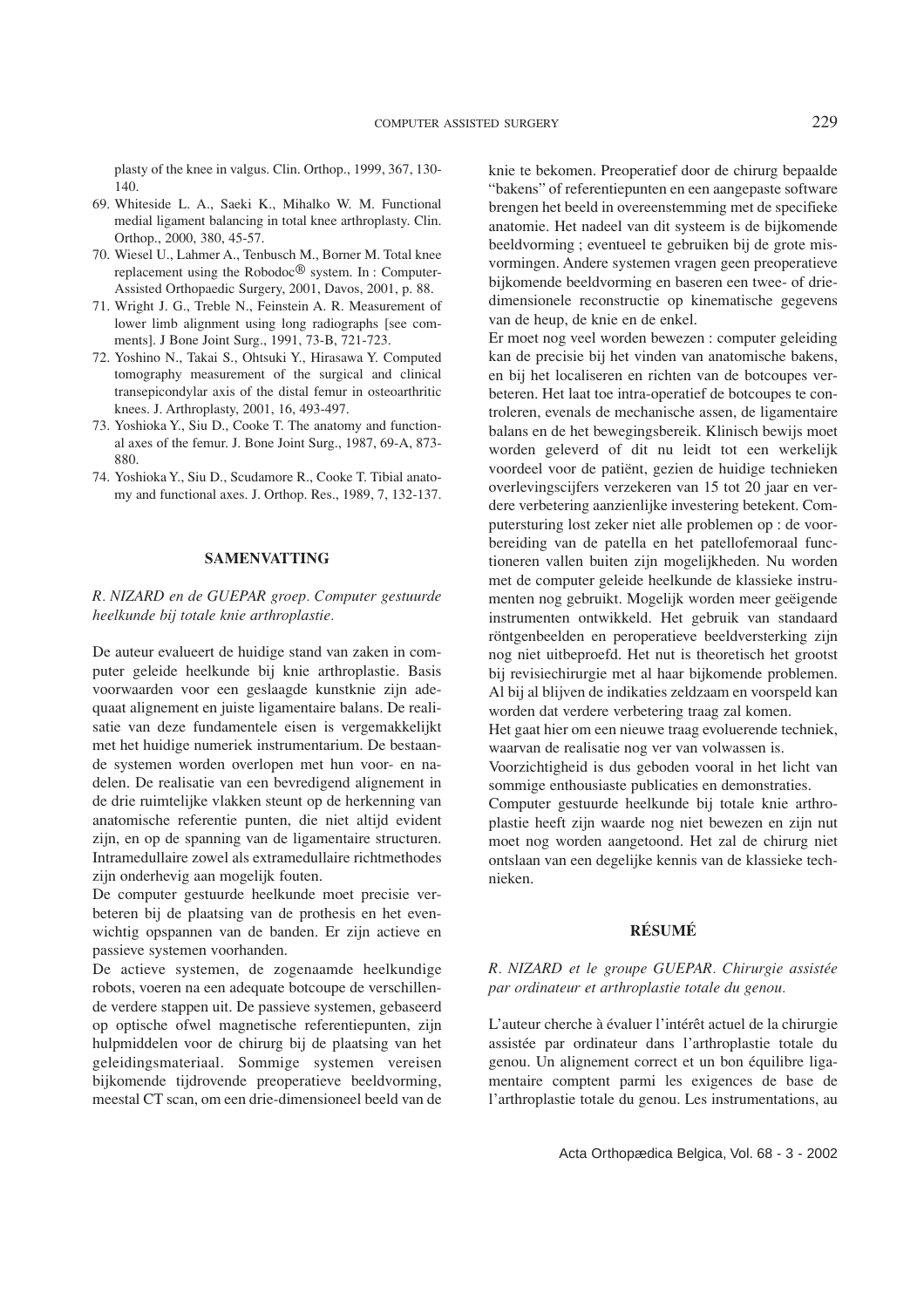plasty of the knee in valgus. Clin. Orthop., 1999, 367, 130-140.

69. Whiteside L. A., Saeki K., Mihalko W. M. Functional medial ligament balancing in total knee arthroplasty. Clin. Orthop., 2000, 380, 45-57.
70. Wiesel U., Lahmer A., Tenbusch M., Borner M. Total knee replacement using the Robodoc® system. In : Computer-Assisted Orthopaedic Surgery, 2001, Davos, 2001, p. 88.
71. Wright J. G., Treble N., Feinstein A. R. Measurement of lower limb alignment using long radiographs [see comments]. J Bone Joint Surg., 1991, 73-B, 721-723.
72. Yoshino N., Takai S., Ohtsuki Y., Hirasawa Y. Computed tomography measurement of the surgical and clinical transepicondylar axis of the distal femur in osteoarthritic knees. J. Arthroplasty, 2001, 16, 493-497.
73. Yoshioka Y., Siu D., Cooke T. The anatomy and functional axes of the femur. J. Bone Joint Surg., 1987, 69-A, 873-880.
74. Yoshioka Y., Siu D., Scudamore R., Cooke T. Tibial anatomy and functional axes. J. Orthop. Res., 1989, 7, 132-137.

## SAMENVATTING

*R. NIZARD en de GUEPAR groep. Computer gestuurde heelkunde bij totale knie arthroplastie.*

De auteur evalueert de huidige stand van zaken in computer geleide heelkunde bij knie arthroplastie. Basis voorwaarden voor een geslaagde kunstknie zijn adequaat alignement en juiste ligamentaire balans. De realisatie van deze fundamentele eisen is vergemakkelijkt met het huidige numeriek instrumentarium. De bestaande systemen worden overlopen met hun voor- en nadelen. De realisatie van een bevredigend alignement in de drie ruimtelijke vlakken steunt op de herkenning van anatomische referentie punten, die niet altijd evident zijn, en op de spanning van de ligamentaire structuren. Intramedullaire zowel als extramedullaire richtmethodes zijn onderhevig aan mogelijk fouten.

De computer gestuurde heelkunde moet precisie verbeteren bij de plaatsing van de prothesis en het evenwichtig opspannen van de banden. Er zijn actieve en passieve systemen voorhanden.

De actieve systemen, de zogenaamde heelkundige robots, voeren na een adequate botcoupe de verschillende verdere stappen uit. De passieve systemen, gebaseerd op optische ofwel magnetische referentiepunten, zijn hulpmiddelen voor de chirurg bij de plaatsing van het geleidingsmateriaal. Sommige systemen vereisen bijkomende tijdrovende preoperatieve beeldvorming, meestal CT scan, om een drie-dimensioneel beeld van de knie te bekomen. Preoperatief door de chirurg bepaalde "bakens" of referentiepunten en een aangepaste software brengen het beeld in overeenstemming met de specifieke anatomie. Het nadeel van dit systeem is de bijkomende beeldvorming ; eventueel te gebruiken bij de grote misvormingen. Andere systemen vragen geen preoperatieve bijkomende beeldvorming en baseren een twee- of driedimensionele reconstructie op kinematische gegevens van de heup, de knie en de enkel.

Er moet nog veel worden bewezen : computer geleiding kan de precisie bij het vinden van anatomische bakens, en bij het localiseren en richten van de botcoupes verbeteren. Het laat toe intra-operatief de botcoupes te controleren, evenals de mechanische assen, de ligamentaire balans en de het bewegingsbereik. Klinisch bewijs moet worden geleverd of dit nu leidt tot een werkelijk voordeel voor de patiënt, gezien de huidige technieken overlevingscijfers verzekeren van 15 tot 20 jaar en verdere verbetering aanzienlijke investering betekent. Computersturing lost zeker niet alle problemen op : de voorbereiding van de patella en het patellofemoraal functioneren vallen buiten zijn mogelijkheden. Nu worden met de computer geleide heelkunde de klassieke instrumenten nog gebruikt. Mogelijk worden meer geëigende instrumenten ontwikkeld. Het gebruik van standaard röntgenbeelden en peroperatieve beeldversterking zijn nog niet uitbeproefd. Het nut is theoretisch het grootst bij revisiechirurgie met al haar bijkomende problemen. Al bij al blijven de indikaties zeldzaam en voorspeld kan worden dat verdere verbetering traag zal komen.

Het gaat hier om een nieuwe traag evoluerende techniek, waarvan de realisatie nog ver van volwassen is.

Voorzichtigheid is dus geboden vooral in het licht van sommige enthousiaste publicaties en demonstraties.

Computer gestuurde heelkunde bij totale knie arthroplastie heeft zijn waarde nog niet bewezen en zijn nut moet nog worden aangetoond. Het zal de chirurg niet ontslaan van een degelijke kennis van de klassieke technieken.

## RÉSUMÉ

*R. NIZARD et le groupe GUEPAR. Chirurgie assistée par ordinateur et arthroplastie totale du genou.*

L'auteur cherche à évaluer l'intérêt actuel de la chirurgie assistée par ordinateur dans l'arthroplastie totale du genou. Un alignement correct et un bon équilibre ligamentaire comptent parmi les exigences de base de l'arthroplastie totale du genou. Les instrumentations, au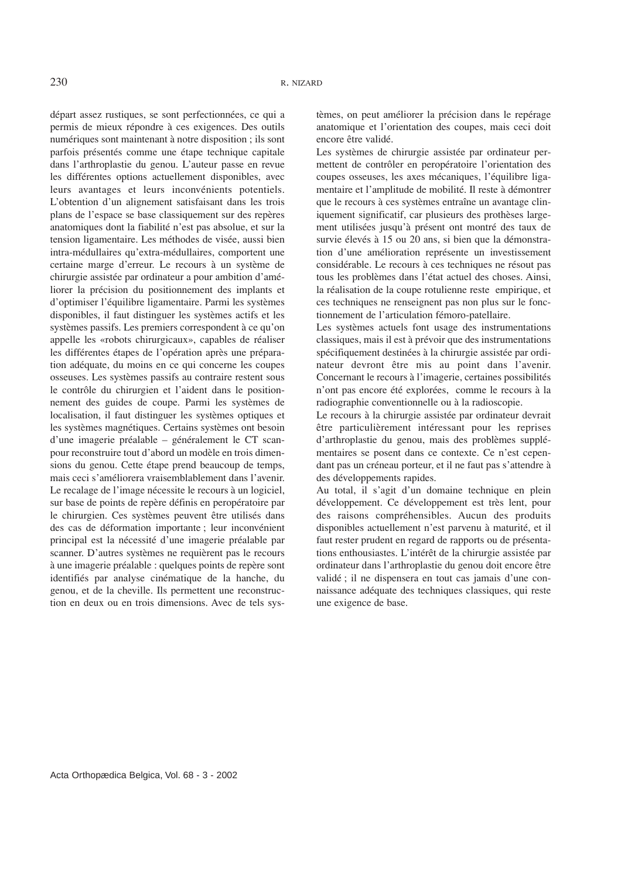départ assez rustiques, se sont perfectionnées, ce qui a permis de mieux répondre à ces exigences. Des outils numériques sont maintenant à notre disposition ; ils sont parfois présentés comme une étape technique capitale dans l'arthroplastie du genou. L'auteur passe en revue les différentes options actuellement disponibles, avec leurs avantages et leurs inconvénients potentiels. L'obtention d'un alignement satisfaisant dans les trois plans de l'espace se base classiquement sur des repères anatomiques dont la fiabilité n'est pas absolue, et sur la tension ligamentaire. Les méthodes de visée, aussi bien intra-médullaires qu'extra-médullaires, comportent une certaine marge d'erreur. Le recours à un système de chirurgie assistée par ordinateur a pour ambition d'améliorer la précision du positionnement des implants et d'optimiser l'équilibre ligamentaire. Parmi les systèmes disponibles, il faut distinguer les systèmes actifs et les systèmes passifs. Les premiers correspondent à ce qu'on appelle les «robots chirurgicaux», capables de réaliser les différentes étapes de l'opération après une préparation adéquate, du moins en ce qui concerne les coupes osseuses. Les systèmes passifs au contraire restent sous le contrôle du chirurgien et l'aident dans le positionnement des guides de coupe. Parmi les systèmes de localisation, il faut distinguer les systèmes optiques et les systèmes magnétiques. Certains systèmes ont besoin d'une imagerie préalable – généralement le CT scan- pour reconstruire tout d'abord un modèle en trois dimensions du genou. Cette étape prend beaucoup de temps, mais ceci s'améliorera vraisemblablement dans l'avenir. Le recalage de l'image nécessite le recours à un logiciel, sur base de points de repère définis en peropératoire par le chirurgien. Ces systèmes peuvent être utilisés dans des cas de déformation importante ; leur inconvénient principal est la nécessité d'une imagerie préalable par scanner. D'autres systèmes ne requièrent pas le recours à une imagerie préalable : quelques points de repère sont identifiés par analyse cinématique de la hanche, du genou, et de la cheville. Ils permettent une reconstruction en deux ou en trois dimensions. Avec de tels systèmes, on peut améliorer la précision dans le repérage anatomique et l'orientation des coupes, mais ceci doit encore être validé.

Les systèmes de chirurgie assistée par ordinateur permettent de contrôler en peropératoire l'orientation des coupes osseuses, les axes mécaniques, l'équilibre ligamentaire et l'amplitude de mobilité. Il reste à démontrer que le recours à ces systèmes entraîne un avantage cliniquement significatif, car plusieurs des prothèses largement utilisées jusqu'à présent ont montré des taux de survie élevés à 15 ou 20 ans, si bien que la démonstration d'une amélioration représente un investissement considérable. Le recours à ces techniques ne résout pas tous les problèmes dans l'état actuel des choses. Ainsi, la réalisation de la coupe rotulienne reste empirique, et ces techniques ne renseignent pas non plus sur le fonctionnement de l'articulation fémoro-patellaire.

Les systèmes actuels font usage des instrumentations classiques, mais il est à prévoir que des instrumentations spécifiquement destinées à la chirurgie assistée par ordinateur devront être mis au point dans l'avenir. Concernant le recours à l'imagerie, certaines possibilités n'ont pas encore été explorées, comme le recours à la radiographie conventionnelle ou à la radioscopie.

Le recours à la chirurgie assistée par ordinateur devrait être particulièrement intéressant pour les reprises d'arthroplastie du genou, mais des problèmes supplémentaires se posent dans ce contexte. Ce n'est cependant pas un créneau porteur, et il ne faut pas s'attendre à des développements rapides.

Au total, il s'agit d'un domaine technique en plein développement. Ce développement est très lent, pour des raisons compréhensibles. Aucun des produits disponibles actuellement n'est parvenu à maturité, et il faut rester prudent en regard de rapports ou de présentations enthousiastes. L'intérêt de la chirurgie assistée par ordinateur dans l'arthroplastie du genou doit encore être validé ; il ne dispensera en tout cas jamais d'une connaissance adéquate des techniques classiques, qui reste une exigence de base.